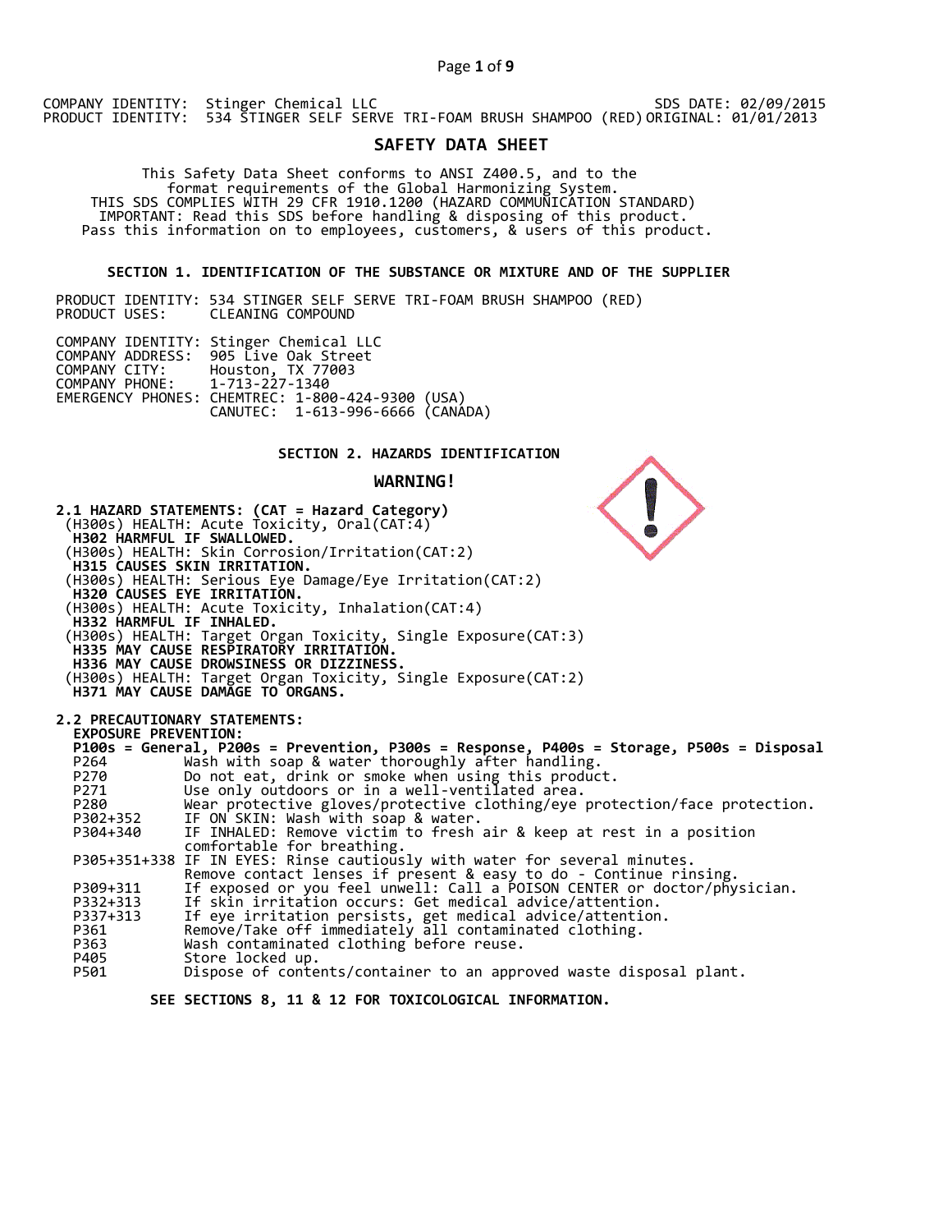COMPANY IDENTITY: Stinger Chemical LLC SDS DATE: 02/09/2015
PRODUCT IDENTITY: 534 STINGER SELF SERVE TRI-FOAM BRUSH SHAMPOO (RED) ORIGINAL: 01/01/2013

# SAFETY DATA SHEET

This Safety Data Sheet conforms to ANSI Z400.5, and to the format requirements of the Global Harmonizing System.
THIS SDS COMPLIES WITH 29 CFR 1910.1200 (HAZARD COMMUNICATION STANDARD)
IMPORTANT: Read this SDS before handling & disposing of this product.
Pass this information on to employees, customers, & users of this product.

## SECTION 1. IDENTIFICATION OF THE SUBSTANCE OR MIXTURE AND OF THE SUPPLIER

PRODUCT IDENTITY: 534 STINGER SELF SERVE TRI-FOAM BRUSH SHAMPOO (RED)
PRODUCT USES: CLEANING COMPOUND

COMPANY IDENTITY: Stinger Chemical LLC
COMPANY ADDRESS: 905 Live Oak Street
COMPANY CITY: Houston, TX 77003
COMPANY PHONE: 1-713-227-1340
EMERGENCY PHONES: CHEMTREC: 1-800-424-9300 (USA)
CANUTEC: 1-613-996-6666 (CANADA)

## SECTION 2. HAZARDS IDENTIFICATION

**WARNING!**

**2.1 HAZARD STATEMENTS: (CAT = Hazard Category)**

(H300s) HEALTH: Acute Toxicity, Oral(CAT:4)
**H302 HARMFUL IF SWALLOWED.**
(H300s) HEALTH: Skin Corrosion/Irritation(CAT:2)
**H315 CAUSES SKIN IRRITATION.**
(H300s) HEALTH: Serious Eye Damage/Eye Irritation(CAT:2)
**H320 CAUSES EYE IRRITATION.**
(H300s) HEALTH: Acute Toxicity, Inhalation(CAT:4)
**H332 HARMFUL IF INHALED.**
(H300s) HEALTH: Target Organ Toxicity, Single Exposure(CAT:3)
**H335 MAY CAUSE RESPIRATORY IRRITATION.**
**H336 MAY CAUSE DROWSINESS OR DIZZINESS.**
(H300s) HEALTH: Target Organ Toxicity, Single Exposure(CAT:2)
**H371 MAY CAUSE DAMAGE TO ORGANS.**

**2.2 PRECAUTIONARY STATEMENTS:**

**EXPOSURE PREVENTION:**

**P100s = General, P200s = Prevention, P300s = Response, P400s = Storage, P500s = Disposal**

| Code | Statement |
|---|---|
| P264 | Wash with soap & water thoroughly after handling. |
| P270 | Do not eat, drink or smoke when using this product. |
| P271 | Use only outdoors or in a well-ventilated area. |
| P280 | Wear protective gloves/protective clothing/eye protection/face protection. |
| P302+352 | IF ON SKIN: Wash with soap & water. |
| P304+340 | IF INHALED: Remove victim to fresh air & keep at rest in a position comfortable for breathing. |
| P305+351+338 | IF IN EYES: Rinse cautiously with water for several minutes. Remove contact lenses if present & easy to do - Continue rinsing. |
| P309+311 | If exposed or you feel unwell: Call a POISON CENTER or doctor/physician. |
| P332+313 | If skin irritation occurs: Get medical advice/attention. |
| P337+313 | If eye irritation persists, get medical advice/attention. |
| P361 | Remove/Take off immediately all contaminated clothing. |
| P363 | Wash contaminated clothing before reuse. |
| P405 | Store locked up. |
| P501 | Dispose of contents/container to an approved waste disposal plant. |

**SEE SECTIONS 8, 11 & 12 FOR TOXICOLOGICAL INFORMATION.**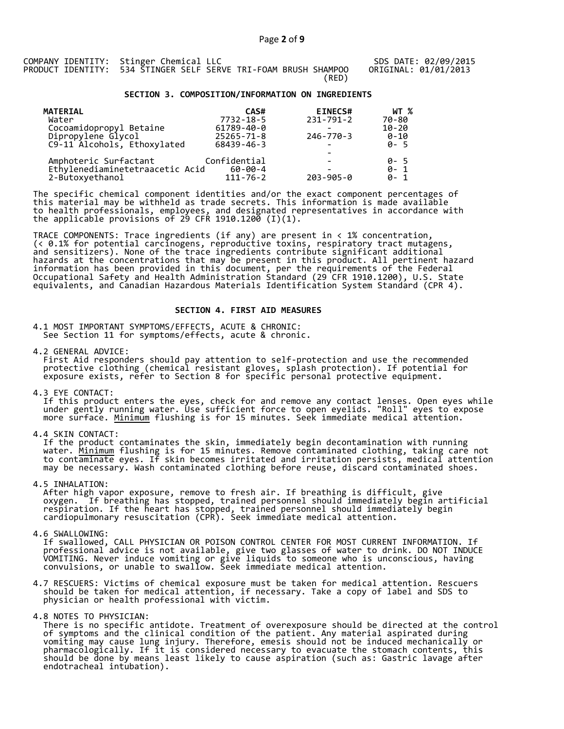COMPANY IDENTITY: Stinger Chemical LLC
PRODUCT IDENTITY: 534 STINGER SELF SERVE TRI-FOAM BRUSH SHAMPOO (RED)

SDS DATE: 02/09/2015
ORIGINAL: 01/01/2013

## SECTION 3. COMPOSITION/INFORMATION ON INGREDIENTS

| MATERIAL | CAS# | EINECS# | WT % |
|---|---|---|---|
| Water | 7732-18-5 | 231-791-2 | 70-80 |
| Cocoamidopropyl Betaine | 61789-40-0 | - | 10-20 |
| Dipropylene Glycol | 25265-71-8 | 246-770-3 | 0-10 |
| C9-11 Alcohols, Ethoxylated | 68439-46-3 | - | 0- 5 |
| | | - | |
| Amphoteric Surfactant | Confidential | - | 0- 5 |
| Ethylenediaminetetraacetic Acid | 60-00-4 | - | 0- 1 |
| 2-Butoxyethanol | 111-76-2 | 203-905-0 | 0- 1 |

The specific chemical component identities and/or the exact component percentages of this material may be withheld as trade secrets. This information is made available to health professionals, employees, and designated representatives in accordance with the applicable provisions of 29 CFR 1910.1200 (I)(1).

TRACE COMPONENTS: Trace ingredients (if any) are present in < 1% concentration, (< 0.1% for potential carcinogens, reproductive toxins, respiratory tract mutagens, and sensitizers). None of the trace ingredients contribute significant additional hazards at the concentrations that may be present in this product. All pertinent hazard information has been provided in this document, per the requirements of the Federal Occupational Safety and Health Administration Standard (29 CFR 1910.1200), U.S. State equivalents, and Canadian Hazardous Materials Identification System Standard (CPR 4).

## SECTION 4. FIRST AID MEASURES

4.1 MOST IMPORTANT SYMPTOMS/EFFECTS, ACUTE & CHRONIC:
See Section 11 for symptoms/effects, acute & chronic.

4.2 GENERAL ADVICE:
First Aid responders should pay attention to self-protection and use the recommended protective clothing (chemical resistant gloves, splash protection). If potential for exposure exists, refer to Section 8 for specific personal protective equipment.

4.3 EYE CONTACT:
If this product enters the eyes, check for and remove any contact lenses. Open eyes while under gently running water. Use sufficient force to open eyelids. "Roll" eyes to expose more surface. Minimum flushing is for 15 minutes. Seek immediate medical attention.

4.4 SKIN CONTACT:
If the product contaminates the skin, immediately begin decontamination with running water. Minimum flushing is for 15 minutes. Remove contaminated clothing, taking care not to contaminate eyes. If skin becomes irritated and irritation persists, medical attention may be necessary. Wash contaminated clothing before reuse, discard contaminated shoes.

4.5 INHALATION:
After high vapor exposure, remove to fresh air. If breathing is difficult, give oxygen. If breathing has stopped, trained personnel should immediately begin artificial respiration. If the heart has stopped, trained personnel should immediately begin cardiopulmonary resuscitation (CPR). Seek immediate medical attention.

4.6 SWALLOWING:
If swallowed, CALL PHYSICIAN OR POISON CONTROL CENTER FOR MOST CURRENT INFORMATION. If professional advice is not available, give two glasses of water to drink. DO NOT INDUCE VOMITING. Never induce vomiting or give liquids to someone who is unconscious, having convulsions, or unable to swallow. Seek immediate medical attention.

4.7 RESCUERS: Victims of chemical exposure must be taken for medical attention. Rescuers should be taken for medical attention, if necessary. Take a copy of label and SDS to physician or health professional with victim.

4.8 NOTES TO PHYSICIAN:
There is no specific antidote. Treatment of overexposure should be directed at the control of symptoms and the clinical condition of the patient. Any material aspirated during vomiting may cause lung injury. Therefore, emesis should not be induced mechanically or pharmacologically. If it is considered necessary to evacuate the stomach contents, this should be done by means least likely to cause aspiration (such as: Gastric lavage after endotracheal intubation).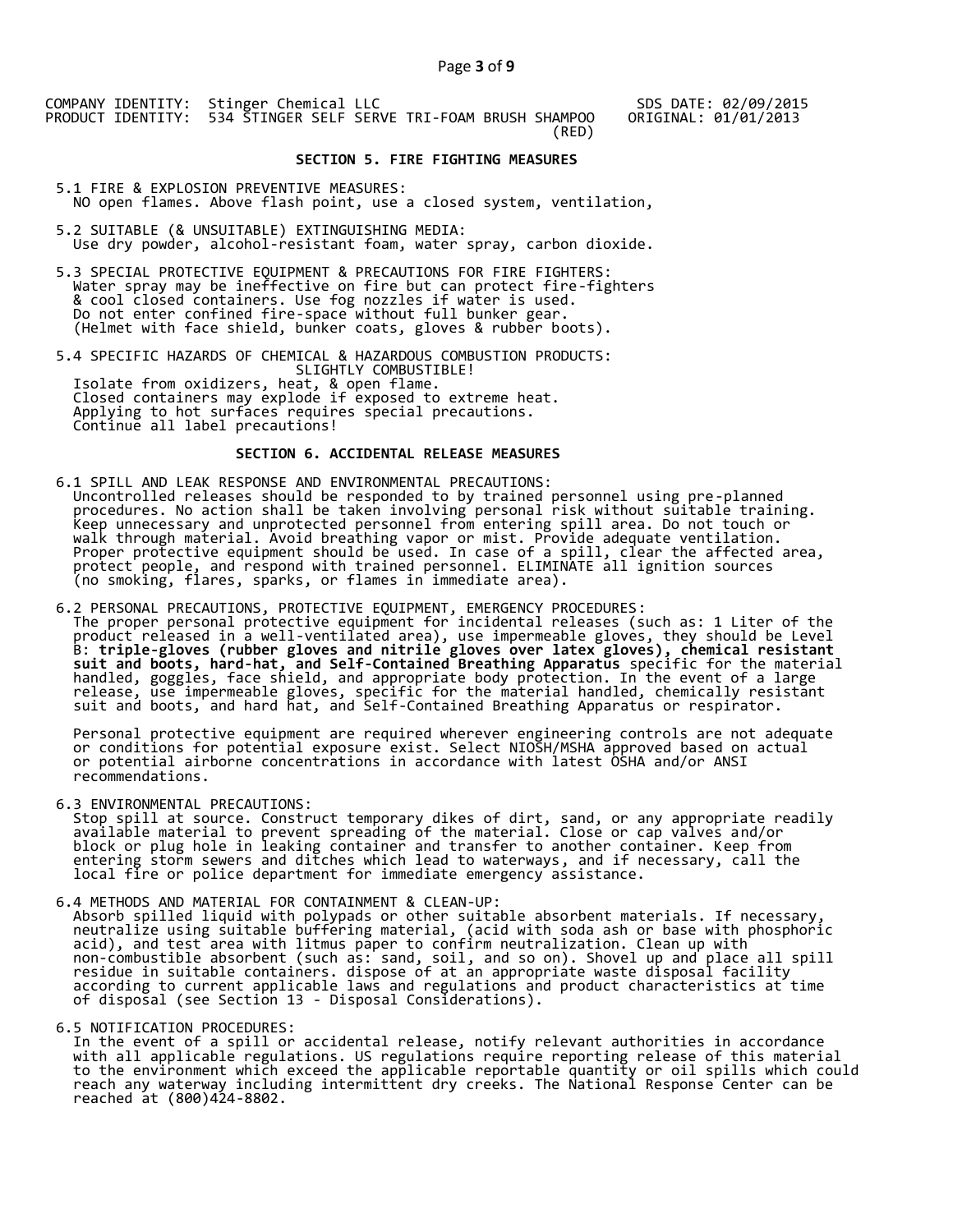COMPANY IDENTITY: Stinger Chemical LLC
PRODUCT IDENTITY: 534 STINGER SELF SERVE TRI-FOAM BRUSH SHAMPOO (RED)

SDS DATE: 02/09/2015
ORIGINAL: 01/01/2013

## SECTION 5. FIRE FIGHTING MEASURES

5.1 FIRE & EXPLOSION PREVENTIVE MEASURES:
NO open flames. Above flash point, use a closed system, ventilation,

5.2 SUITABLE (& UNSUITABLE) EXTINGUISHING MEDIA:
Use dry powder, alcohol-resistant foam, water spray, carbon dioxide.

5.3 SPECIAL PROTECTIVE EQUIPMENT & PRECAUTIONS FOR FIRE FIGHTERS:
Water spray may be ineffective on fire but can protect fire-fighters & cool closed containers. Use fog nozzles if water is used. Do not enter confined fire-space without full bunker gear. (Helmet with face shield, bunker coats, gloves & rubber boots).

5.4 SPECIFIC HAZARDS OF CHEMICAL & HAZARDOUS COMBUSTION PRODUCTS:
SLIGHTLY COMBUSTIBLE!
Isolate from oxidizers, heat, & open flame.
Closed containers may explode if exposed to extreme heat.
Applying to hot surfaces requires special precautions.
Continue all label precautions!

## SECTION 6. ACCIDENTAL RELEASE MEASURES

6.1 SPILL AND LEAK RESPONSE AND ENVIRONMENTAL PRECAUTIONS:
Uncontrolled releases should be responded to by trained personnel using pre-planned procedures. No action shall be taken involving personal risk without suitable training. Keep unnecessary and unprotected personnel from entering spill area. Do not touch or walk through material. Avoid breathing vapor or mist. Provide adequate ventilation. Proper protective equipment should be used. In case of a spill, clear the affected area, protect people, and respond with trained personnel. ELIMINATE all ignition sources (no smoking, flares, sparks, or flames in immediate area).

6.2 PERSONAL PRECAUTIONS, PROTECTIVE EQUIPMENT, EMERGENCY PROCEDURES:
The proper personal protective equipment for incidental releases (such as: 1 Liter of the product released in a well-ventilated area), use impermeable gloves, they should be Level B: **triple-gloves (rubber gloves and nitrile gloves over latex gloves), chemical resistant suit and boots, hard-hat, and Self-Contained Breathing Apparatus** specific for the material handled, goggles, face shield, and appropriate body protection. In the event of a large release, use impermeable gloves, specific for the material handled, chemically resistant suit and boots, and hard hat, and Self-Contained Breathing Apparatus or respirator.

Personal protective equipment are required wherever engineering controls are not adequate or conditions for potential exposure exist. Select NIOSH/MSHA approved based on actual or potential airborne concentrations in accordance with latest OSHA and/or ANSI recommendations.

6.3 ENVIRONMENTAL PRECAUTIONS:
Stop spill at source. Construct temporary dikes of dirt, sand, or any appropriate readily available material to prevent spreading of the material. Close or cap valves and/or block or plug hole in leaking container and transfer to another container. Keep from entering storm sewers and ditches which lead to waterways, and if necessary, call the local fire or police department for immediate emergency assistance.

6.4 METHODS AND MATERIAL FOR CONTAINMENT & CLEAN-UP:
Absorb spilled liquid with polypads or other suitable absorbent materials. If necessary, neutralize using suitable buffering material, (acid with soda ash or base with phosphoric acid), and test area with litmus paper to confirm neutralization. Clean up with non-combustible absorbent (such as: sand, soil, and so on). Shovel up and place all spill residue in suitable containers. dispose of at an appropriate waste disposal facility according to current applicable laws and regulations and product characteristics at time of disposal (see Section 13 - Disposal Considerations).

6.5 NOTIFICATION PROCEDURES:
In the event of a spill or accidental release, notify relevant authorities in accordance with all applicable regulations. US regulations require reporting release of this material to the environment which exceed the applicable reportable quantity or oil spills which could reach any waterway including intermittent dry creeks. The National Response Center can be reached at (800)424-8802.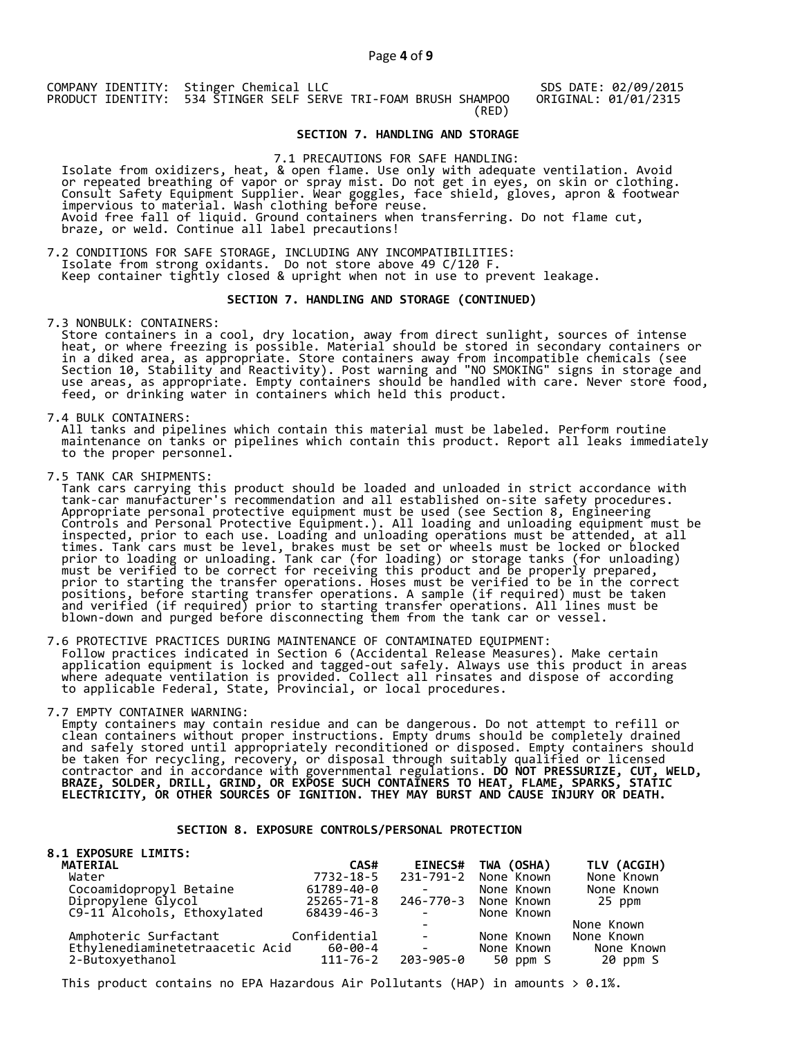## SECTION 7. HANDLING AND STORAGE

7.1 PRECAUTIONS FOR SAFE HANDLING:

Isolate from oxidizers, heat, & open flame. Use only with adequate ventilation. Avoid or repeated breathing of vapor or spray mist. Do not get in eyes, on skin or clothing. Consult Safety Equipment Supplier. Wear goggles, face shield, gloves, apron & footwear impervious to material. Wash clothing before reuse.
Avoid free fall of liquid. Ground containers when transferring. Do not flame cut, braze, or weld. Continue all label precautions!

7.2 CONDITIONS FOR SAFE STORAGE, INCLUDING ANY INCOMPATIBILITIES:

Isolate from strong oxidants. Do not store above 49 C/120 F.
Keep container tightly closed & upright when not in use to prevent leakage.

## SECTION 7. HANDLING AND STORAGE (CONTINUED)

7.3 NONBULK: CONTAINERS:

Store containers in a cool, dry location, away from direct sunlight, sources of intense heat, or where freezing is possible. Material should be stored in secondary containers or in a diked area, as appropriate. Store containers away from incompatible chemicals (see Section 10, Stability and Reactivity). Post warning and "NO SMOKING" signs in storage and use areas, as appropriate. Empty containers should be handled with care. Never store food, feed, or drinking water in containers which held this product.

7.4 BULK CONTAINERS:

All tanks and pipelines which contain this material must be labeled. Perform routine maintenance on tanks or pipelines which contain this product. Report all leaks immediately to the proper personnel.

7.5 TANK CAR SHIPMENTS:

Tank cars carrying this product should be loaded and unloaded in strict accordance with tank-car manufacturer's recommendation and all established on-site safety procedures. Appropriate personal protective equipment must be used (see Section 8, Engineering Controls and Personal Protective Equipment.). All loading and unloading equipment must be inspected, prior to each use. Loading and unloading operations must be attended, at all times. Tank cars must be level, brakes must be set or wheels must be locked or blocked prior to loading or unloading. Tank car (for loading) or storage tanks (for unloading) must be verified to be correct for receiving this product and be properly prepared, prior to starting the transfer operations. Hoses must be verified to be in the correct positions, before starting transfer operations. A sample (if required) must be taken and verified (if required) prior to starting transfer operations. All lines must be blown-down and purged before disconnecting them from the tank car or vessel.

7.6 PROTECTIVE PRACTICES DURING MAINTENANCE OF CONTAMINATED EQUIPMENT:

Follow practices indicated in Section 6 (Accidental Release Measures). Make certain application equipment is locked and tagged-out safely. Always use this product in areas where adequate ventilation is provided. Collect all rinsates and dispose of according to applicable Federal, State, Provincial, or local procedures.

7.7 EMPTY CONTAINER WARNING:

Empty containers may contain residue and can be dangerous. Do not attempt to refill or clean containers without proper instructions. Empty drums should be completely drained and safely stored until appropriately reconditioned or disposed. Empty containers should be taken for recycling, recovery, or disposal through suitably qualified or licensed contractor and in accordance with governmental regulations. **DO NOT PRESSURIZE, CUT, WELD, BRAZE, SOLDER, DRILL, GRIND, OR EXPOSE SUCH CONTAINERS TO HEAT, FLAME, SPARKS, STATIC ELECTRICITY, OR OTHER SOURCES OF IGNITION. THEY MAY BURST AND CAUSE INJURY OR DEATH.**

## SECTION 8. EXPOSURE CONTROLS/PERSONAL PROTECTION

**8.1 EXPOSURE LIMITS:**

| MATERIAL | CAS# | EINECS# | TWA (OSHA) | TLV (ACGIH) |
|---|---|---|---|---|
| Water | 7732-18-5 | 231-791-2 | None Known | None Known |
| Cocoamidopropyl Betaine | 61789-40-0 | - | None Known | None Known |
| Dipropylene Glycol | 25265-71-8 | 246-770-3 | None Known | 25 ppm |
| C9-11 Alcohols, Ethoxylated | 68439-46-3 | - | None Known | None Known |
| Amphoteric Surfactant | Confidential | - | None Known | None Known |
| Ethylenediaminetetraacetic Acid | 60-00-4 | - | None Known | None Known |
| 2-Butoxyethanol | 111-76-2 | 203-905-0 | 50 ppm S | 20 ppm S |

This product contains no EPA Hazardous Air Pollutants (HAP) in amounts > 0.1%.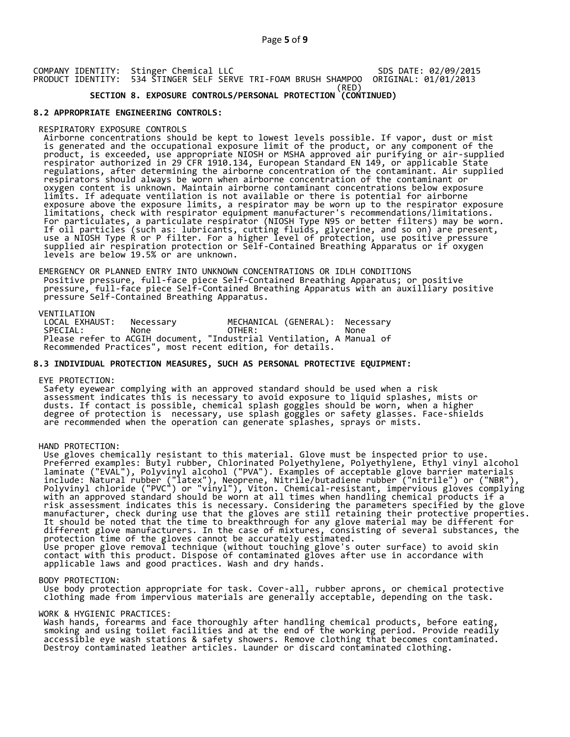COMPANY IDENTITY: Stinger Chemical LLC SDS DATE: 02/09/2015
PRODUCT IDENTITY: 534 STINGER SELF SERVE TRI-FOAM BRUSH SHAMPOO (RED) ORIGINAL: 01/01/2013

## SECTION 8. EXPOSURE CONTROLS/PERSONAL PROTECTION (CONTINUED)

### 8.2 APPROPRIATE ENGINEERING CONTROLS:

RESPIRATORY EXPOSURE CONTROLS

Airborne concentrations should be kept to lowest levels possible. If vapor, dust or mist is generated and the occupational exposure limit of the product, or any component of the product, is exceeded, use appropriate NIOSH or MSHA approved air purifying or air-supplied respirator authorized in 29 CFR 1910.134, European Standard EN 149, or applicable State regulations, after determining the airborne concentration of the contaminant. Air supplied respirators should always be worn when airborne concentration of the contaminant or oxygen content is unknown. Maintain airborne contaminant concentrations below exposure limits. If adequate ventilation is not available or there is potential for airborne exposure above the exposure limits, a respirator may be worn up to the respirator exposure limitations, check with respirator equipment manufacturer's recommendations/limitations. For particulates, a particulate respirator (NIOSH Type N95 or better filters) may be worn. If oil particles (such as: lubricants, cutting fluids, glycerine, and so on) are present, use a NIOSH Type R or P filter. For a higher level of protection, use positive pressure supplied air respiration protection or Self-Contained Breathing Apparatus or if oxygen levels are below 19.5% or are unknown.

EMERGENCY OR PLANNED ENTRY INTO UNKNOWN CONCENTRATIONS OR IDLH CONDITIONS

Positive pressure, full-face piece Self-Contained Breathing Apparatus; or positive pressure, full-face piece Self-Contained Breathing Apparatus with an auxilliary positive pressure Self-Contained Breathing Apparatus.

VENTILATION

| | | | |
|---|---|---|---|
| LOCAL EXHAUST: | Necessary | MECHANICAL (GENERAL): | Necessary |
| SPECIAL: | None | OTHER: | None |

Please refer to ACGIH document, "Industrial Ventilation, A Manual of Recommended Practices", most recent edition, for details.

### 8.3 INDIVIDUAL PROTECTION MEASURES, SUCH AS PERSONAL PROTECTIVE EQUIPMENT:

EYE PROTECTION:

Safety eyewear complying with an approved standard should be used when a risk assessment indicates this is necessary to avoid exposure to liquid splashes, mists or dusts. If contact is possible, chemical splash goggles should be worn, when a higher degree of protection is necessary, use splash goggles or safety glasses. Face-shields are recommended when the operation can generate splashes, sprays or mists.

HAND PROTECTION:

Use gloves chemically resistant to this material. Glove must be inspected prior to use. Preferred examples: Butyl rubber, Chlorinated Polyethylene, Polyethylene, Ethyl vinyl alcohol laminate ("EVAL"), Polyvinyl alcohol ("PVA"). Examples of acceptable glove barrier materials include: Natural rubber ("latex"), Neoprene, Nitrile/butadiene rubber ("nitrile") or ("NBR"), Polyvinyl chloride ("PVC") or "vinyl"), Viton. Chemical-resistant, impervious gloves complying with an approved standard should be worn at all times when handling chemical products if a risk assessment indicates this is necessary. Considering the parameters specified by the glove manufacturer, check during use that the gloves are still retaining their protective properties. It should be noted that the time to breakthrough for any glove material may be different for different glove manufacturers. In the case of mixtures, consisting of several substances, the protection time of the gloves cannot be accurately estimated.
Use proper glove removal technique (without touching glove's outer surface) to avoid skin contact with this product. Dispose of contaminated gloves after use in accordance with applicable laws and good practices. Wash and dry hands.

BODY PROTECTION:

Use body protection appropriate for task. Cover-all, rubber aprons, or chemical protective clothing made from impervious materials are generally acceptable, depending on the task.

WORK & HYGIENIC PRACTICES:

Wash hands, forearms and face thoroughly after handling chemical products, before eating, smoking and using toilet facilities and at the end of the working period. Provide readily accessible eye wash stations & safety showers. Remove clothing that becomes contaminated. Destroy contaminated leather articles. Launder or discard contaminated clothing.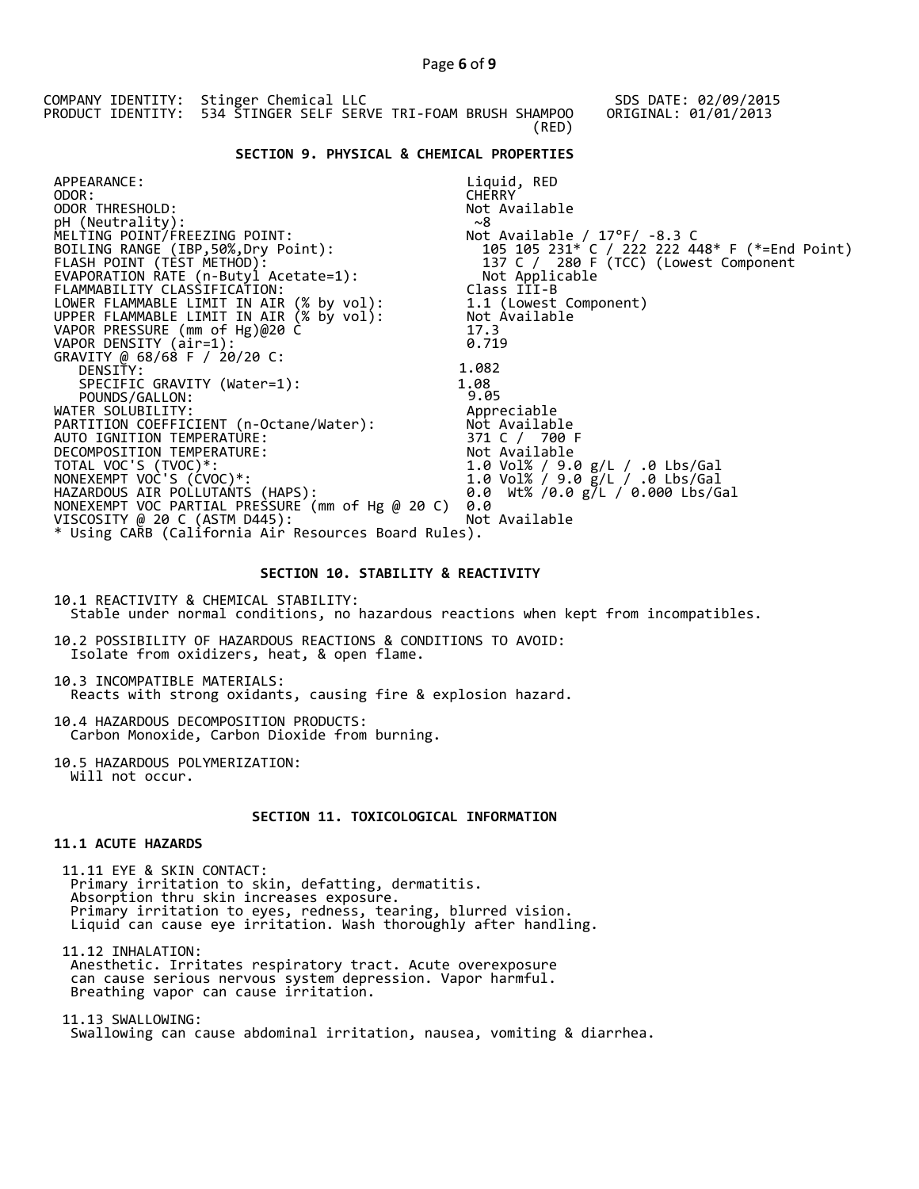COMPANY IDENTITY: Stinger Chemical LLC SDS DATE: 02/09/2015
PRODUCT IDENTITY: 534 STINGER SELF SERVE TRI-FOAM BRUSH SHAMPOO (RED) ORIGINAL: 01/01/2013

## SECTION 9. PHYSICAL & CHEMICAL PROPERTIES

| | |
|---|---|
| APPEARANCE: | Liquid, RED |
| ODOR: | CHERRY |
| ODOR THRESHOLD: | Not Available |
| pH (Neutrality): | ~8 |
| MELTING POINT/FREEZING POINT: | Not Available / 17°F/ -8.3 C |
| BOILING RANGE (IBP,50%,Dry Point): | 105 105 231* C / 222 222 448* F (*=End Point) |
| FLASH POINT (TEST METHOD): | 137 C / 280 F (TCC) (Lowest Component |
| EVAPORATION RATE (n-Butyl Acetate=1): | Not Applicable |
| FLAMMABILITY CLASSIFICATION: | Class III-B |
| LOWER FLAMMABLE LIMIT IN AIR (% by vol): | 1.1 (Lowest Component) |
| UPPER FLAMMABLE LIMIT IN AIR (% by vol): | Not Available |
| VAPOR PRESSURE (mm of Hg)@20 C | 17.3 |
| VAPOR DENSITY (air=1): | 0.719 |
| GRAVITY @ 68/68 F / 20/20 C: | |
| DENSITY: | 1.082 |
| SPECIFIC GRAVITY (Water=1): | 1.08 |
| POUNDS/GALLON: | 9.05 |
| WATER SOLUBILITY: | Appreciable |
| PARTITION COEFFICIENT (n-Octane/Water): | Not Available |
| AUTO IGNITION TEMPERATURE: | 371 C / 700 F |
| DECOMPOSITION TEMPERATURE: | Not Available |
| TOTAL VOC'S (TVOC)*: | 1.0 Vol% / 9.0 g/L / .0 Lbs/Gal |
| NONEXEMPT VOC'S (CVOC)*: | 1.0 Vol% / 9.0 g/L / .0 Lbs/Gal |
| HAZARDOUS AIR POLLUTANTS (HAPS): | 0.0 Wt% /0.0 g/L / 0.000 Lbs/Gal |
| NONEXEMPT VOC PARTIAL PRESSURE (mm of Hg @ 20 C) | 0.0 |
| VISCOSITY @ 20 C (ASTM D445): | Not Available |

* Using CARB (California Air Resources Board Rules).

## SECTION 10. STABILITY & REACTIVITY

10.1 REACTIVITY & CHEMICAL STABILITY:
Stable under normal conditions, no hazardous reactions when kept from incompatibles.

10.2 POSSIBILITY OF HAZARDOUS REACTIONS & CONDITIONS TO AVOID:
Isolate from oxidizers, heat, & open flame.

10.3 INCOMPATIBLE MATERIALS:
Reacts with strong oxidants, causing fire & explosion hazard.

10.4 HAZARDOUS DECOMPOSITION PRODUCTS:
Carbon Monoxide, Carbon Dioxide from burning.

10.5 HAZARDOUS POLYMERIZATION:
Will not occur.

## SECTION 11. TOXICOLOGICAL INFORMATION

### 11.1 ACUTE HAZARDS

11.11 EYE & SKIN CONTACT:
Primary irritation to skin, defatting, dermatitis.
Absorption thru skin increases exposure.
Primary irritation to eyes, redness, tearing, blurred vision.
Liquid can cause eye irritation. Wash thoroughly after handling.

11.12 INHALATION:
Anesthetic. Irritates respiratory tract. Acute overexposure can cause serious nervous system depression. Vapor harmful.
Breathing vapor can cause irritation.

11.13 SWALLOWING:
Swallowing can cause abdominal irritation, nausea, vomiting & diarrhea.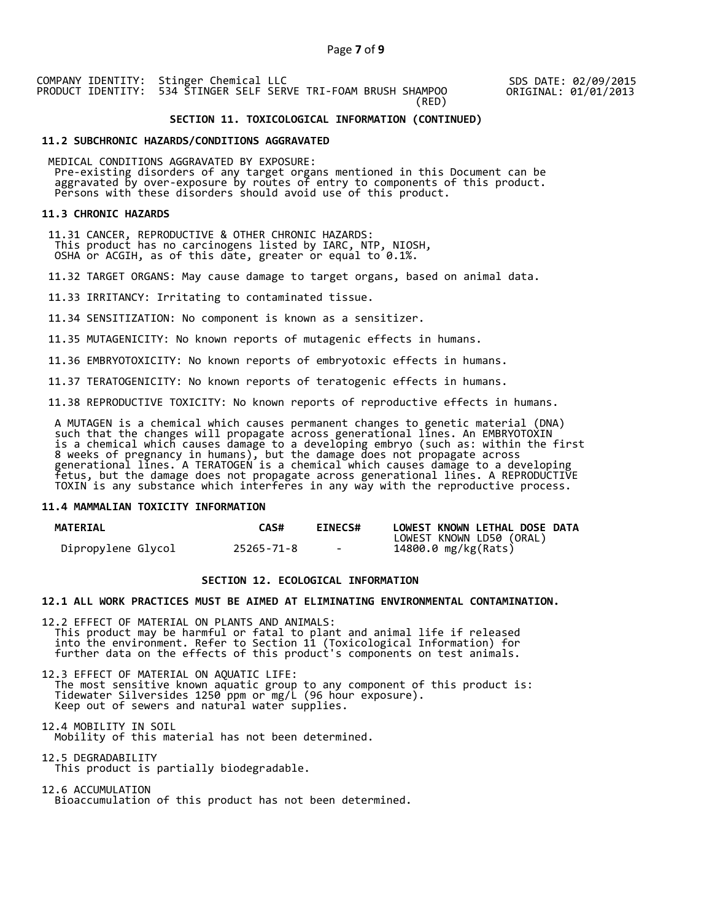COMPANY IDENTITY: Stinger Chemical LLC
PRODUCT IDENTITY: 534 STINGER SELF SERVE TRI-FOAM BRUSH SHAMPOO (RED)

SDS DATE: 02/09/2015
ORIGINAL: 01/01/2013

## SECTION 11. TOXICOLOGICAL INFORMATION (CONTINUED)

### 11.2 SUBCHRONIC HAZARDS/CONDITIONS AGGRAVATED

MEDICAL CONDITIONS AGGRAVATED BY EXPOSURE:
Pre-existing disorders of any target organs mentioned in this Document can be aggravated by over-exposure by routes of entry to components of this product. Persons with these disorders should avoid use of this product.

### 11.3 CHRONIC HAZARDS

11.31 CANCER, REPRODUCTIVE & OTHER CHRONIC HAZARDS:
This product has no carcinogens listed by IARC, NTP, NIOSH, OSHA or ACGIH, as of this date, greater or equal to 0.1%.

11.32 TARGET ORGANS: May cause damage to target organs, based on animal data.

11.33 IRRITANCY: Irritating to contaminated tissue.

11.34 SENSITIZATION: No component is known as a sensitizer.

11.35 MUTAGENICITY: No known reports of mutagenic effects in humans.

11.36 EMBRYOTOXICITY: No known reports of embryotoxic effects in humans.

11.37 TERATOGENICITY: No known reports of teratogenic effects in humans.

11.38 REPRODUCTIVE TOXICITY: No known reports of reproductive effects in humans.

A MUTAGEN is a chemical which causes permanent changes to genetic material (DNA) such that the changes will propagate across generational lines. An EMBRYOTOXIN is a chemical which causes damage to a developing embryo (such as: within the first 8 weeks of pregnancy in humans), but the damage does not propagate across generational lines. A TERATOGEN is a chemical which causes damage to a developing fetus, but the damage does not propagate across generational lines. A REPRODUCTIVE TOXIN is any substance which interferes in any way with the reproductive process.

### 11.4 MAMMALIAN TOXICITY INFORMATION

| MATERIAL | CAS# | EINECS# | LOWEST KNOWN LETHAL DOSE DATA<br>LOWEST KNOWN LD50 (ORAL) |
|---|---|---|---|
| Dipropylene Glycol | 25265-71-8 | - | 14800.0 mg/kg(Rats) |

## SECTION 12. ECOLOGICAL INFORMATION

### 12.1 ALL WORK PRACTICES MUST BE AIMED AT ELIMINATING ENVIRONMENTAL CONTAMINATION.

12.2 EFFECT OF MATERIAL ON PLANTS AND ANIMALS:
This product may be harmful or fatal to plant and animal life if released into the environment. Refer to Section 11 (Toxicological Information) for further data on the effects of this product's components on test animals.

12.3 EFFECT OF MATERIAL ON AQUATIC LIFE:
The most sensitive known aquatic group to any component of this product is: Tidewater Silversides 1250 ppm or mg/L (96 hour exposure).
Keep out of sewers and natural water supplies.

12.4 MOBILITY IN SOIL
Mobility of this material has not been determined.

12.5 DEGRADABILITY
This product is partially biodegradable.

12.6 ACCUMULATION
Bioaccumulation of this product has not been determined.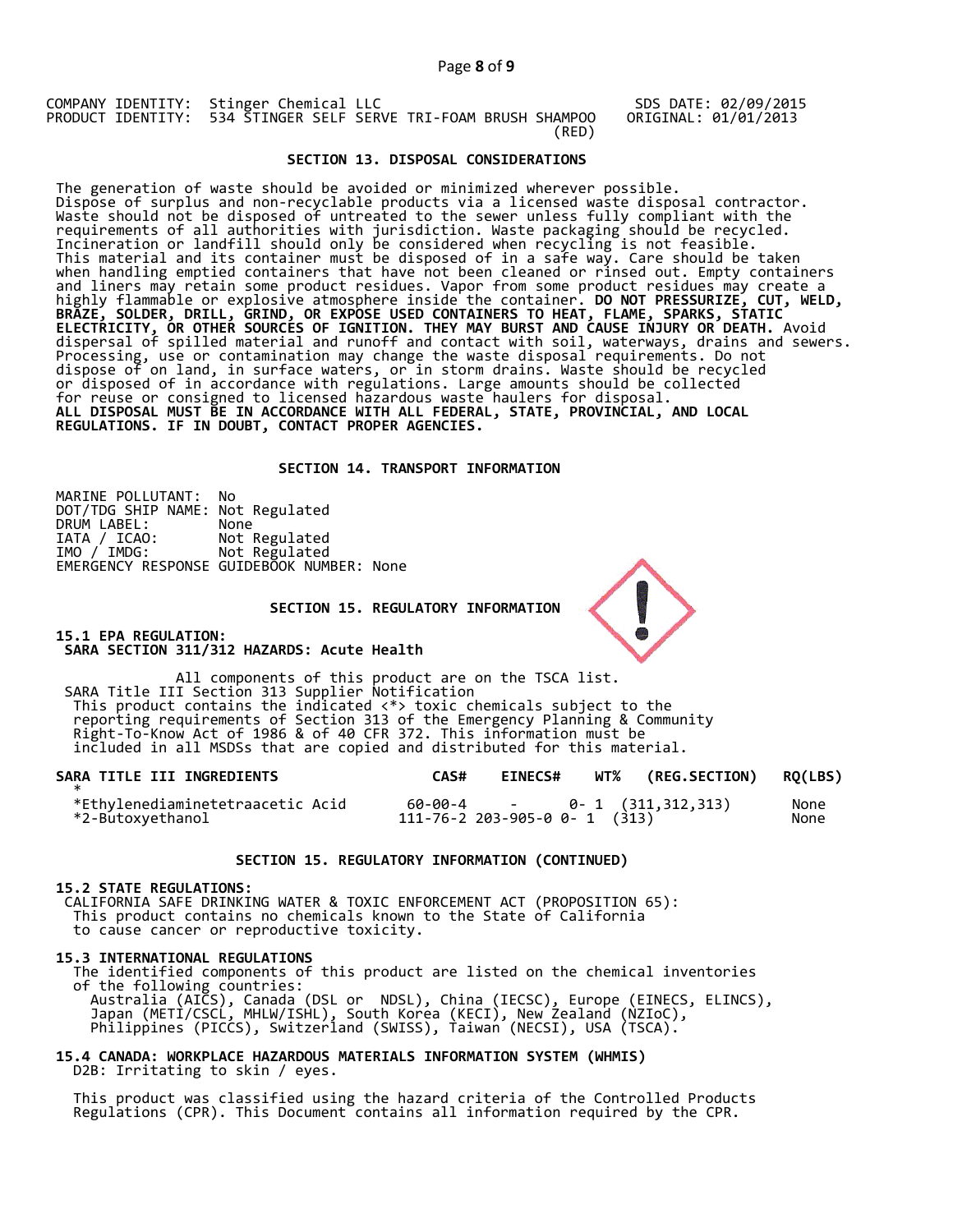COMPANY IDENTITY: Stinger Chemical LLC
PRODUCT IDENTITY: 534 STINGER SELF SERVE TRI-FOAM BRUSH SHAMPOO (RED)

SDS DATE: 02/09/2015
ORIGINAL: 01/01/2013

## SECTION 13. DISPOSAL CONSIDERATIONS

The generation of waste should be avoided or minimized wherever possible. Dispose of surplus and non-recyclable products via a licensed waste disposal contractor. Waste should not be disposed of untreated to the sewer unless fully compliant with the requirements of all authorities with jurisdiction. Waste packaging should be recycled. Incineration or landfill should only be considered when recycling is not feasible. This material and its container must be disposed of in a safe way. Care should be taken when handling emptied containers that have not been cleaned or rinsed out. Empty containers and liners may retain some product residues. Vapor from some product residues may create a highly flammable or explosive atmosphere inside the container. **DO NOT PRESSURIZE, CUT, WELD, BRAZE, SOLDER, DRILL, GRIND, OR EXPOSE USED CONTAINERS TO HEAT, FLAME, SPARKS, STATIC ELECTRICITY, OR OTHER SOURCES OF IGNITION. THEY MAY BURST AND CAUSE INJURY OR DEATH.** Avoid dispersal of spilled material and runoff and contact with soil, waterways, drains and sewers. Processing, use or contamination may change the waste disposal requirements. Do not dispose of on land, in surface waters, or in storm drains. Waste should be recycled or disposed of in accordance with regulations. Large amounts should be collected for reuse or consigned to licensed hazardous waste haulers for disposal.
**ALL DISPOSAL MUST BE IN ACCORDANCE WITH ALL FEDERAL, STATE, PROVINCIAL, AND LOCAL REGULATIONS. IF IN DOUBT, CONTACT PROPER AGENCIES.**

## SECTION 14. TRANSPORT INFORMATION

MARINE POLLUTANT: No
DOT/TDG SHIP NAME: Not Regulated
DRUM LABEL: None
IATA / ICAO: Not Regulated
IMO / IMDG: Not Regulated
EMERGENCY RESPONSE GUIDEBOOK NUMBER: None

## SECTION 15. REGULATORY INFORMATION

**15.1 EPA REGULATION:**
**SARA SECTION 311/312 HAZARDS: Acute Health**

All components of this product are on the TSCA list.
SARA Title III Section 313 Supplier Notification
This product contains the indicated <*> toxic chemicals subject to the reporting requirements of Section 313 of the Emergency Planning & Community Right-To-Know Act of 1986 & of 40 CFR 372. This information must be included in all MSDSs that are copied and distributed for this material.

| SARA TITLE III INGREDIENTS * | CAS# | EINECS# | WT% | (REG.SECTION) | RQ(LBS) |
|---|---|---|---|---|---|
| *Ethylenediaminetetraacetic Acid | 60-00-4 | - | 0- 1 | (311,312,313) | None |
| *2-Butoxyethanol | 111-76-2 | 203-905-0 | 0- 1 | (313) | None |

## SECTION 15. REGULATORY INFORMATION (CONTINUED)

**15.2 STATE REGULATIONS:**
CALIFORNIA SAFE DRINKING WATER & TOXIC ENFORCEMENT ACT (PROPOSITION 65):
This product contains no chemicals known to the State of California to cause cancer or reproductive toxicity.

**15.3 INTERNATIONAL REGULATIONS**
The identified components of this product are listed on the chemical inventories of the following countries:
Australia (AICS), Canada (DSL or NDSL), China (IECSC), Europe (EINECS, ELINCS), Japan (METI/CSCL, MHLW/ISHL), South Korea (KECI), New Zealand (NZIoC), Philippines (PICCS), Switzerland (SWISS), Taiwan (NECSI), USA (TSCA).

**15.4 CANADA: WORKPLACE HAZARDOUS MATERIALS INFORMATION SYSTEM (WHMIS)**
D2B: Irritating to skin / eyes.

This product was classified using the hazard criteria of the Controlled Products Regulations (CPR). This Document contains all information required by the CPR.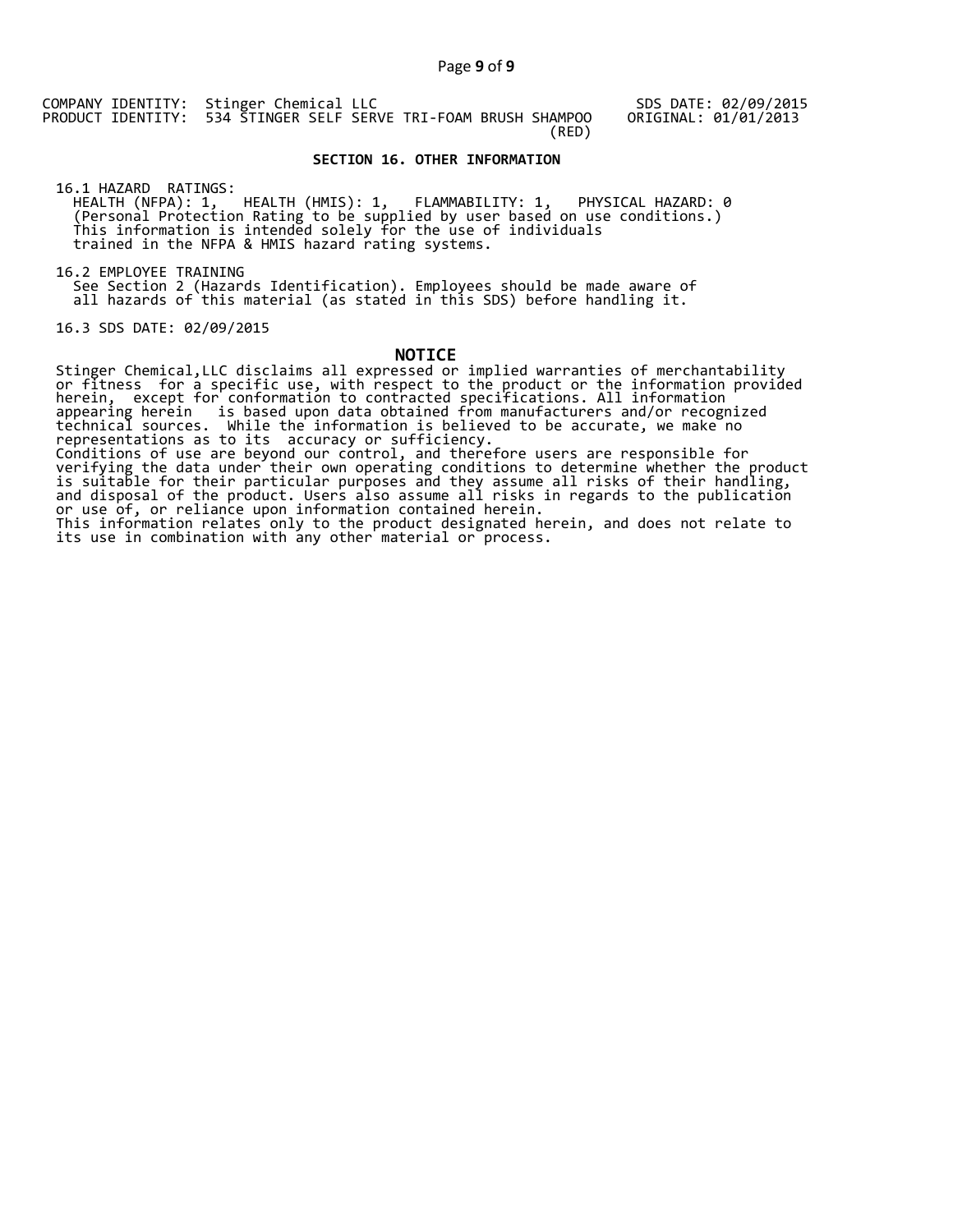## SECTION 16. OTHER INFORMATION

16.1 HAZARD RATINGS:

HEALTH (NFPA): 1, HEALTH (HMIS): 1, FLAMMABILITY: 1, PHYSICAL HAZARD: 0
(Personal Protection Rating to be supplied by user based on use conditions.)
This information is intended solely for the use of individuals trained in the NFPA & HMIS hazard rating systems.

16.2 EMPLOYEE TRAINING

See Section 2 (Hazards Identification). Employees should be made aware of all hazards of this material (as stated in this SDS) before handling it.

16.3 SDS DATE: 02/09/2015

### NOTICE

Stinger Chemical,LLC disclaims all expressed or implied warranties of merchantability or fitness for a specific use, with respect to the product or the information provided herein, except for conformation to contracted specifications. All information appearing herein is based upon data obtained from manufacturers and/or recognized technical sources. While the information is believed to be accurate, we make no representations as to its accuracy or sufficiency.
Conditions of use are beyond our control, and therefore users are responsible for verifying the data under their own operating conditions to determine whether the product is suitable for their particular purposes and they assume all risks of their handling, and disposal of the product. Users also assume all risks in regards to the publication or use of, or reliance upon information contained herein.
This information relates only to the product designated herein, and does not relate to its use in combination with any other material or process.